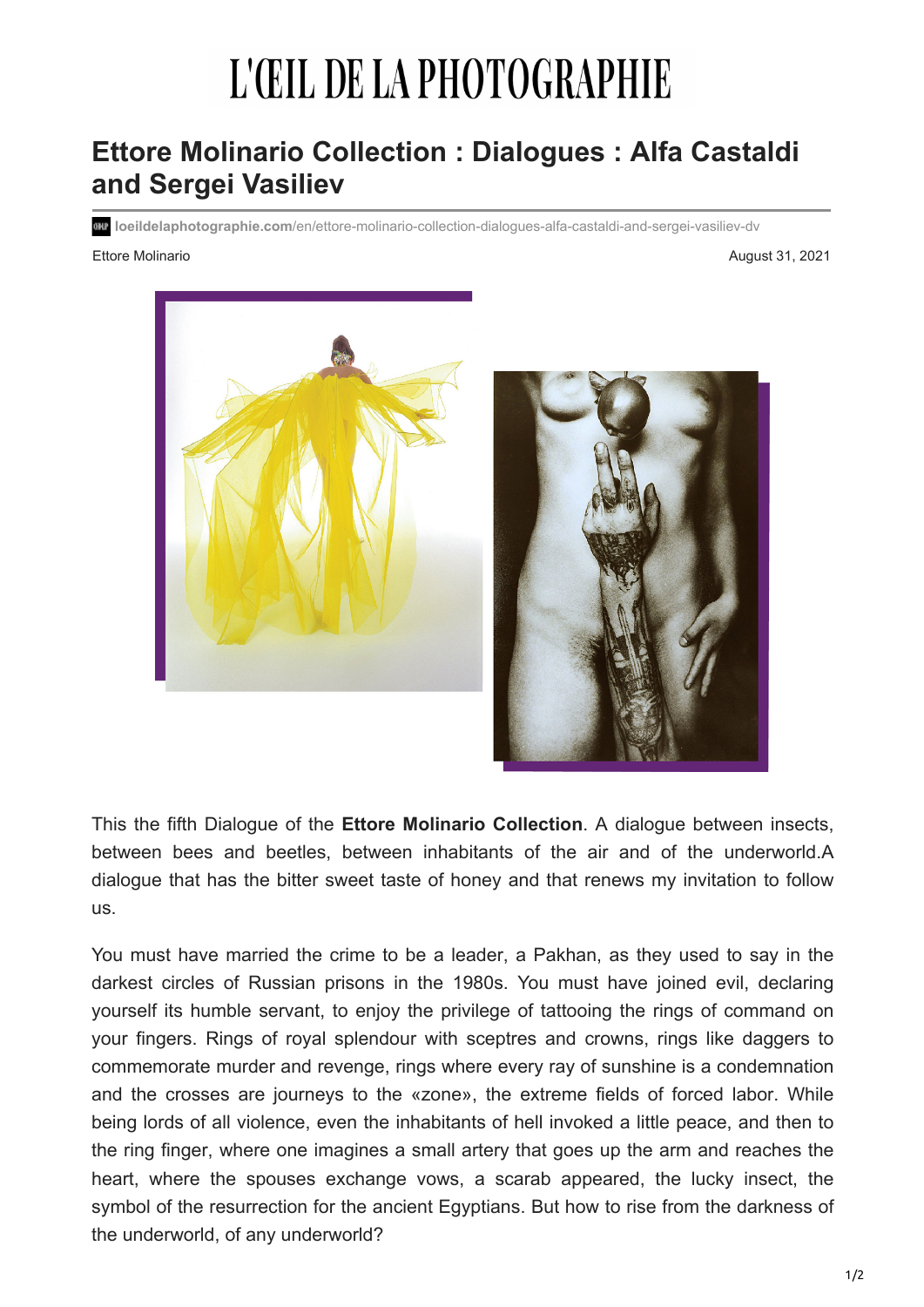# L'ŒIL DE LA PHOTOGRAPHIE

## Ettore Molinario Collection : Dialogues : Alfa Castaldi and Sergei Vasiliev

loeildelaphotographie.com/en/ettore-molinario-collection-dialogues-alfa-castaldi-and-sergei-vasiliev-dv

Ettore Molinario

August 31, 2021

This the fifth Dialogue of the **Ettore Molinario Collection**. A dialogue between insects, between bees and beetles, between inhabitants of the air and of the underworld.A dialogue that has the bitter sweet taste of honey and that renews my invitation to follow us.

You must have married the crime to be a leader, a Pakhan, as they used to say in the darkest circles of Russian prisons in the 1980s. You must have joined evil, declaring yourself its humble servant, to enjoy the privilege of tattooing the rings of command on your fingers. Rings of royal splendour with sceptres and crowns, rings like daggers to commemorate murder and revenge, rings where every ray of sunshine is a condemnation and the crosses are journeys to the «zone», the extreme fields of forced labor. While being lords of all violence, even the inhabitants of hell invoked a little peace, and then to the ring finger, where one imagines a small artery that goes up the arm and reaches the heart, where the spouses exchange vows, a scarab appeared, the lucky insect, the symbol of the resurrection for the ancient Egyptians. But how to rise from the darkness of the underworld, of any underworld?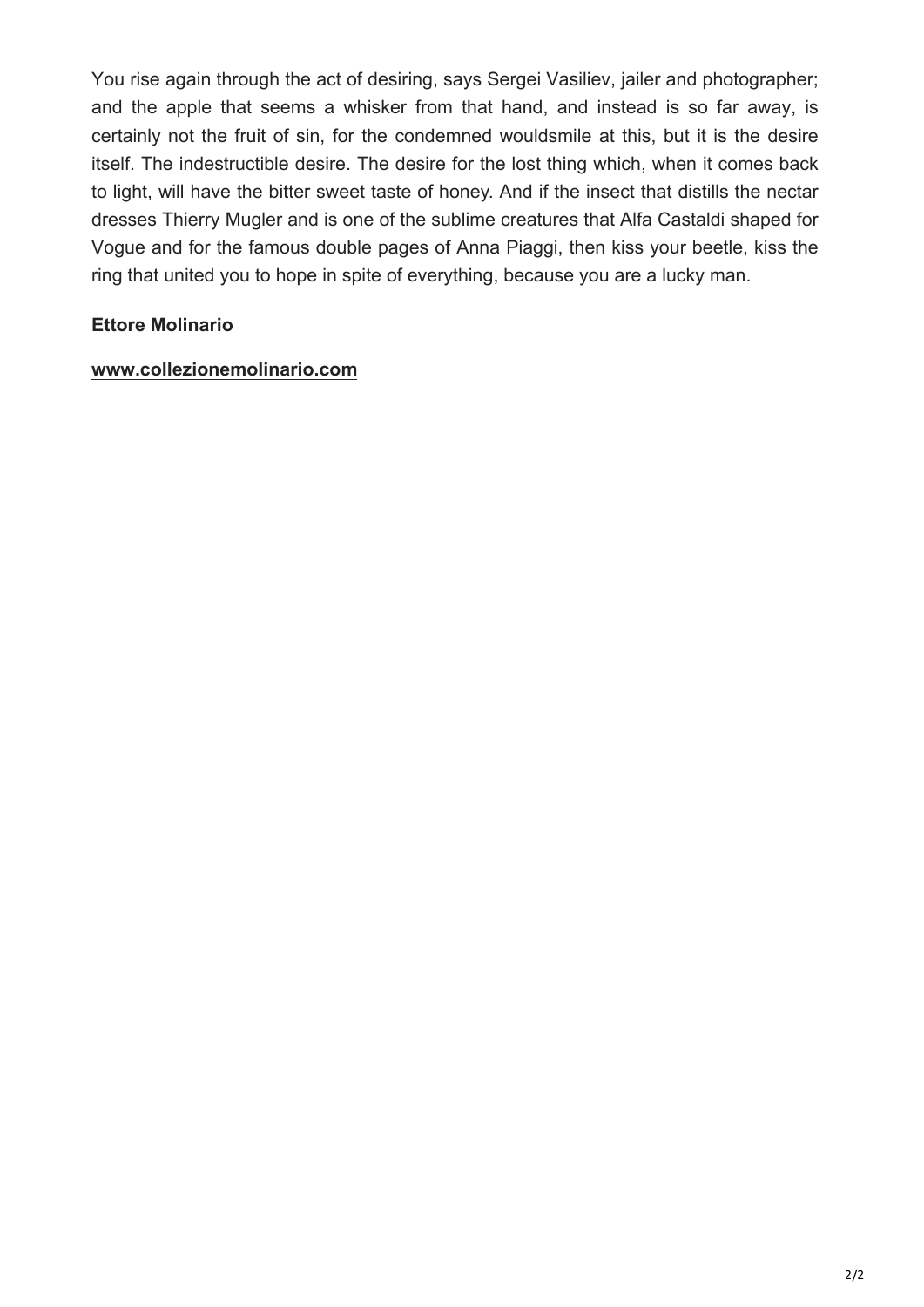You rise again through the act of desiring, says Sergei Vasiliev, jailer and photographer; and the apple that seems a whisker from that hand, and instead is so far away, is certainly not the fruit of sin, for the condemned wouldsmile at this, but it is the desire itself. The indestructible desire. The desire for the lost thing which, when it comes back to light, will have the bitter sweet taste of honey. And if the insect that distills the nectar dresses Thierry Mugler and is one of the sublime creatures that Alfa Castaldi shaped for Vogue and for the famous double pages of Anna Piaggi, then kiss your beetle, kiss the ring that united you to hope in spite of everything, because you are a lucky man.

**Ettore Molinario**

**[www.collezionemolinario.com](http://www.collezionemolinario.com)**